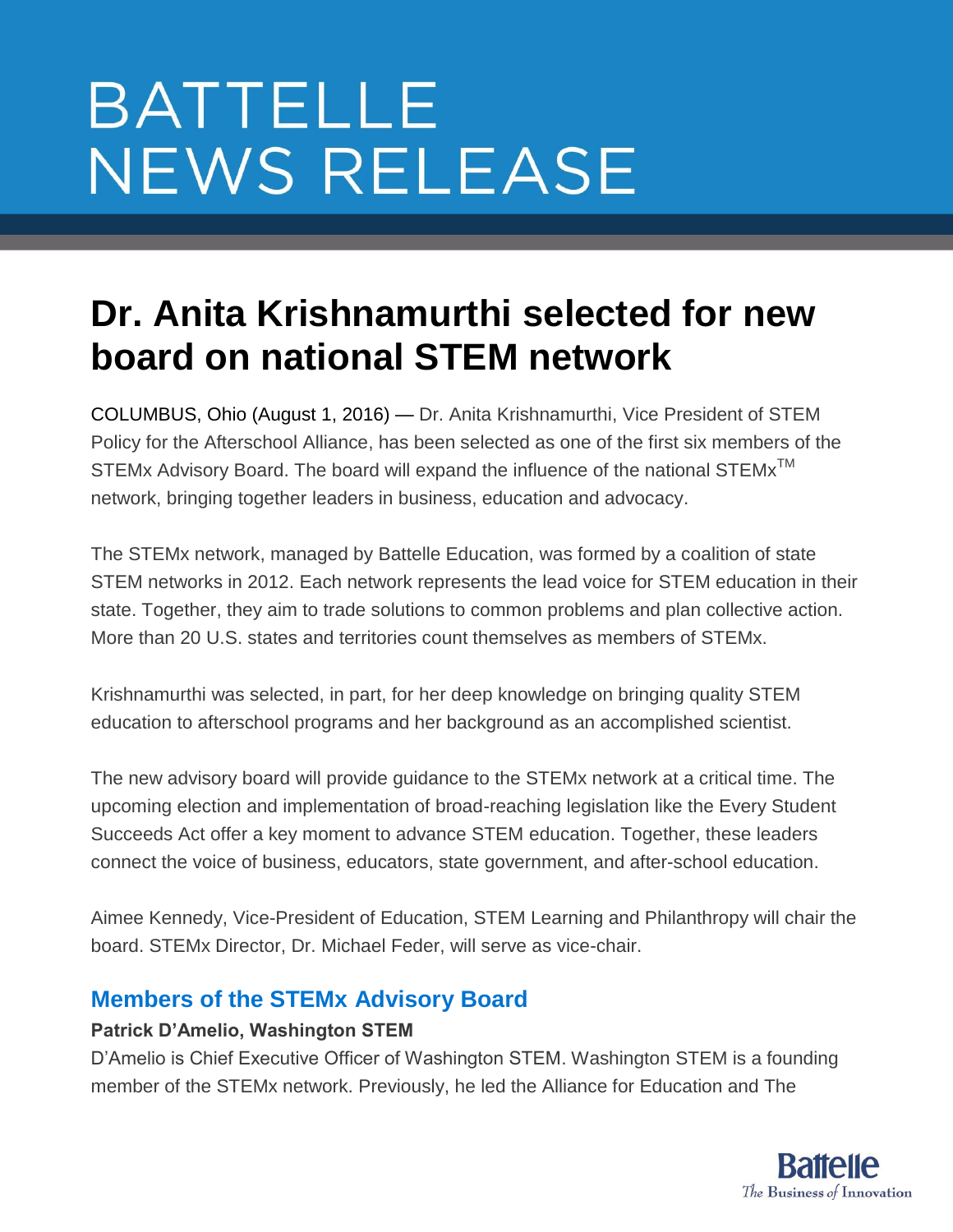# BATTELLE NEWS RELEASE

## Dr. Anita Krishnamurthi selected for new board on national STEM network

COLUMBUS, Ohio (August 1, 2016) — Dr. Anita Krishnamurthi, Vice President of STEM Policy for the Afterschool Alliance, has been selected as one of the first six members of the STEMx Advisory Board. The board will expand the influence of the national STEMx™ network, bringing together leaders in business, education and advocacy.

The STEMx network, managed by Battelle Education, was formed by a coalition of state STEM networks in 2012. Each network represents the lead voice for STEM education in their state. Together, they aim to trade solutions to common problems and plan collective action. More than 20 U.S. states and territories count themselves as members of STEMx.

Krishnamurthi was selected, in part, for her deep knowledge on bringing quality STEM education to afterschool programs and her background as an accomplished scientist.

The new advisory board will provide guidance to the STEMx network at a critical time. The upcoming election and implementation of broad-reaching legislation like the Every Student Succeeds Act offer a key moment to advance STEM education. Together, these leaders connect the voice of business, educators, state government, and after-school education.

Aimee Kennedy, Vice-President of Education, STEM Learning and Philanthropy will chair the board. STEMx Director, Dr. Michael Feder, will serve as vice-chair.

### Members of the STEMx Advisory Board

**Patrick D'Amelio, Washington STEM**

D'Amelio is Chief Executive Officer of Washington STEM. Washington STEM is a founding member of the STEMx network. Previously, he led the Alliance for Education and The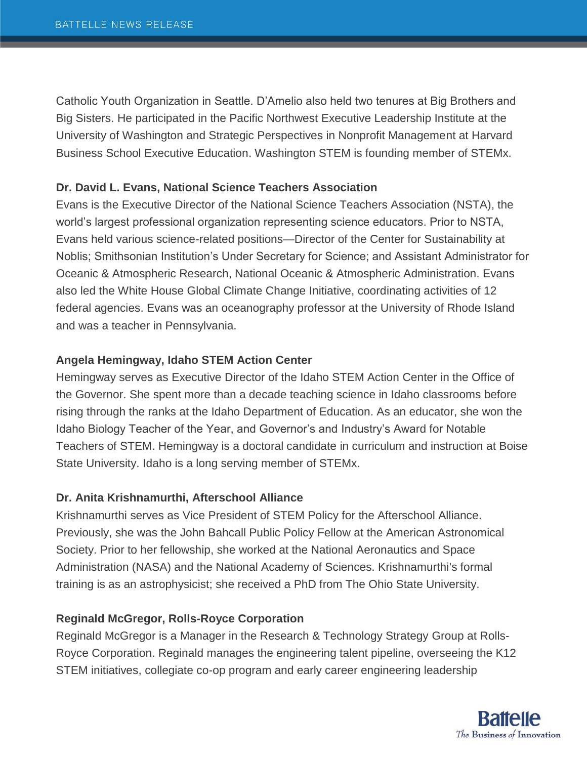Catholic Youth Organization in Seattle. D'Amelio also held two tenures at Big Brothers and Big Sisters. He participated in the Pacific Northwest Executive Leadership Institute at the University of Washington and Strategic Perspectives in Nonprofit Management at Harvard Business School Executive Education. Washington STEM is founding member of STEMx.

**Dr. David L. Evans, National Science Teachers Association**

Evans is the Executive Director of the National Science Teachers Association (NSTA), the world's largest professional organization representing science educators. Prior to NSTA, Evans held various science-related positions—Director of the Center for Sustainability at Noblis; Smithsonian Institution's Under Secretary for Science; and Assistant Administrator for Oceanic & Atmospheric Research, National Oceanic & Atmospheric Administration. Evans also led the White House Global Climate Change Initiative, coordinating activities of 12 federal agencies. Evans was an oceanography professor at the University of Rhode Island and was a teacher in Pennsylvania.

**Angela Hemingway, Idaho STEM Action Center**

Hemingway serves as Executive Director of the Idaho STEM Action Center in the Office of the Governor. She spent more than a decade teaching science in Idaho classrooms before rising through the ranks at the Idaho Department of Education. As an educator, she won the Idaho Biology Teacher of the Year, and Governor's and Industry's Award for Notable Teachers of STEM. Hemingway is a doctoral candidate in curriculum and instruction at Boise State University. Idaho is a long serving member of STEMx.

**Dr. Anita Krishnamurthi, Afterschool Alliance**

Krishnamurthi serves as Vice President of STEM Policy for the Afterschool Alliance. Previously, she was the John Bahcall Public Policy Fellow at the American Astronomical Society. Prior to her fellowship, she worked at the National Aeronautics and Space Administration (NASA) and the National Academy of Sciences. Krishnamurthi's formal training is as an astrophysicist; she received a PhD from The Ohio State University.

**Reginald McGregor, Rolls-Royce Corporation**

Reginald McGregor is a Manager in the Research & Technology Strategy Group at Rolls-Royce Corporation. Reginald manages the engineering talent pipeline, overseeing the K12 STEM initiatives, collegiate co-op program and early career engineering leadership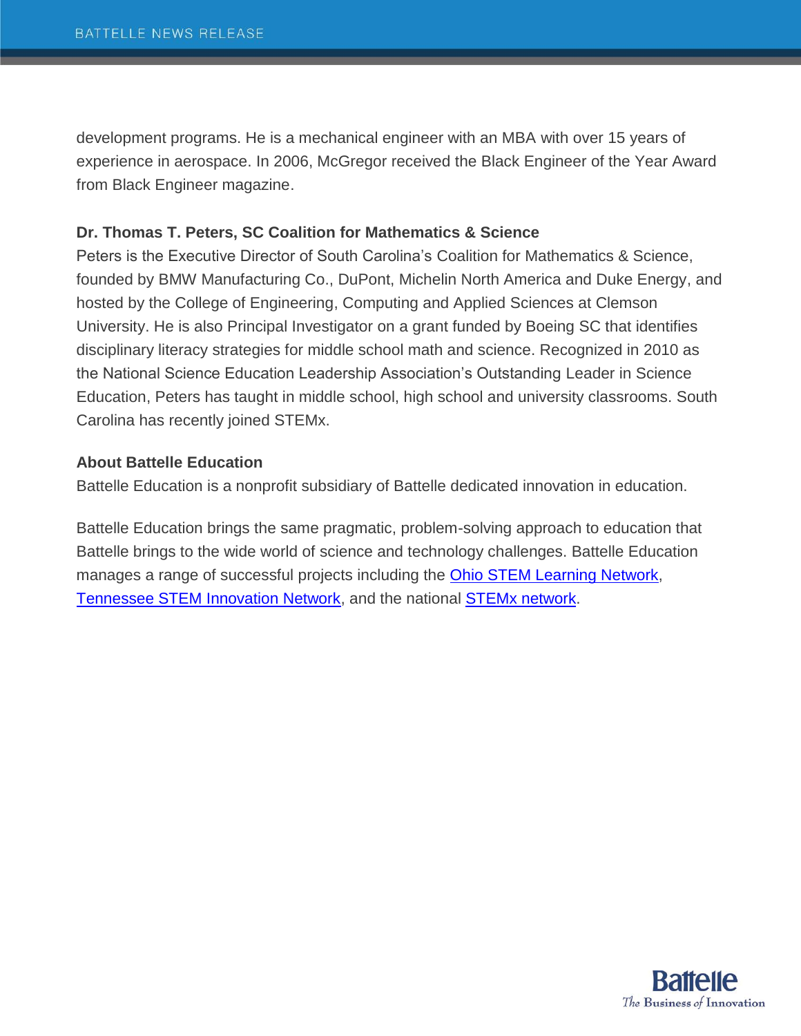development programs. He is a mechanical engineer with an MBA with over 15 years of experience in aerospace. In 2006, McGregor received the Black Engineer of the Year Award from Black Engineer magazine.

**Dr. Thomas T. Peters, SC Coalition for Mathematics & Science**
Peters is the Executive Director of South Carolina's Coalition for Mathematics & Science, founded by BMW Manufacturing Co., DuPont, Michelin North America and Duke Energy, and hosted by the College of Engineering, Computing and Applied Sciences at Clemson University. He is also Principal Investigator on a grant funded by Boeing SC that identifies disciplinary literacy strategies for middle school math and science. Recognized in 2010 as the National Science Education Leadership Association's Outstanding Leader in Science Education, Peters has taught in middle school, high school and university classrooms. South Carolina has recently joined STEMx.

**About Battelle Education**
Battelle Education is a nonprofit subsidiary of Battelle dedicated innovation in education.

Battelle Education brings the same pragmatic, problem-solving approach to education that Battelle brings to the wide world of science and technology challenges. Battelle Education manages a range of successful projects including the Ohio STEM Learning Network, Tennessee STEM Innovation Network, and the national STEMx network.